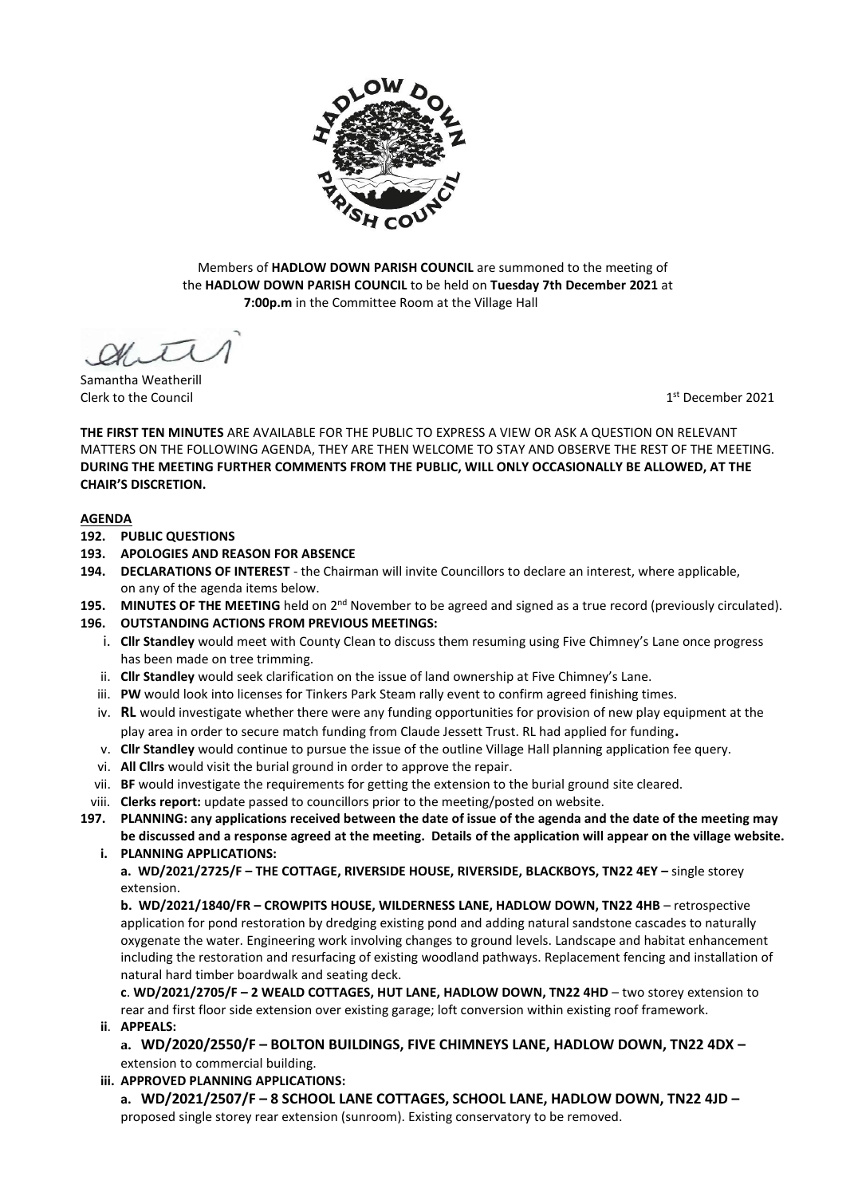Members of **HADLOW DOWN PARISH COUNCIL** are summoned to the meeting of the **HADLOW DOWN PARISH COUNCIL** to be held on **Tuesday 7th December 2021** at **7:00p.m** in the Committee Room at the Village Hall

Samantha Weatherill
Clerk to the Council

1st December 2021

**THE FIRST TEN MINUTES** ARE AVAILABLE FOR THE PUBLIC TO EXPRESS A VIEW OR ASK A QUESTION ON RELEVANT MATTERS ON THE FOLLOWING AGENDA, THEY ARE THEN WELCOME TO STAY AND OBSERVE THE REST OF THE MEETING. **DURING THE MEETING FURTHER COMMENTS FROM THE PUBLIC, WILL ONLY OCCASIONALLY BE ALLOWED, AT THE CHAIR'S DISCRETION.**

**AGENDA**

**192. PUBLIC QUESTIONS**

**193. APOLOGIES AND REASON FOR ABSENCE**

**194. DECLARATIONS OF INTEREST** - the Chairman will invite Councillors to declare an interest, where applicable, on any of the agenda items below.

**195. MINUTES OF THE MEETING** held on 2nd November to be agreed and signed as a true record (previously circulated).

**196. OUTSTANDING ACTIONS FROM PREVIOUS MEETINGS:**

i. **Cllr Standley** would meet with County Clean to discuss them resuming using Five Chimney's Lane once progress has been made on tree trimming.
ii. **Cllr Standley** would seek clarification on the issue of land ownership at Five Chimney's Lane.
iii. **PW** would look into licenses for Tinkers Park Steam rally event to confirm agreed finishing times.
iv. **RL** would investigate whether there were any funding opportunities for provision of new play equipment at the play area in order to secure match funding from Claude Jessett Trust. RL had applied for funding**.**
v. **Cllr Standley** would continue to pursue the issue of the outline Village Hall planning application fee query.
vi. **All Cllrs** would visit the burial ground in order to approve the repair.
vii. **BF** would investigate the requirements for getting the extension to the burial ground site cleared.
viii. **Clerks report:** update passed to councillors prior to the meeting/posted on website.

**197. PLANNING: any applications received between the date of issue of the agenda and the date of the meeting may be discussed and a response agreed at the meeting. Details of the application will appear on the village website.**

**i. PLANNING APPLICATIONS:**

**a. WD/2021/2725/F – THE COTTAGE, RIVERSIDE HOUSE, RIVERSIDE, BLACKBOYS, TN22 4EY –** single storey extension.

**b. WD/2021/1840/FR – CROWPITS HOUSE, WILDERNESS LANE, HADLOW DOWN, TN22 4HB** – retrospective application for pond restoration by dredging existing pond and adding natural sandstone cascades to naturally oxygenate the water. Engineering work involving changes to ground levels. Landscape and habitat enhancement including the restoration and resurfacing of existing woodland pathways. Replacement fencing and installation of natural hard timber boardwalk and seating deck.

**c**. **WD/2021/2705/F – 2 WEALD COTTAGES, HUT LANE, HADLOW DOWN, TN22 4HD** – two storey extension to rear and first floor side extension over existing garage; loft conversion within existing roof framework.

**ii**. **APPEALS:**

**a. WD/2020/2550/F – BOLTON BUILDINGS, FIVE CHIMNEYS LANE, HADLOW DOWN, TN22 4DX –** extension to commercial building.

**iii. APPROVED PLANNING APPLICATIONS:**

**a. WD/2021/2507/F – 8 SCHOOL LANE COTTAGES, SCHOOL LANE, HADLOW DOWN, TN22 4JD –** proposed single storey rear extension (sunroom). Existing conservatory to be removed.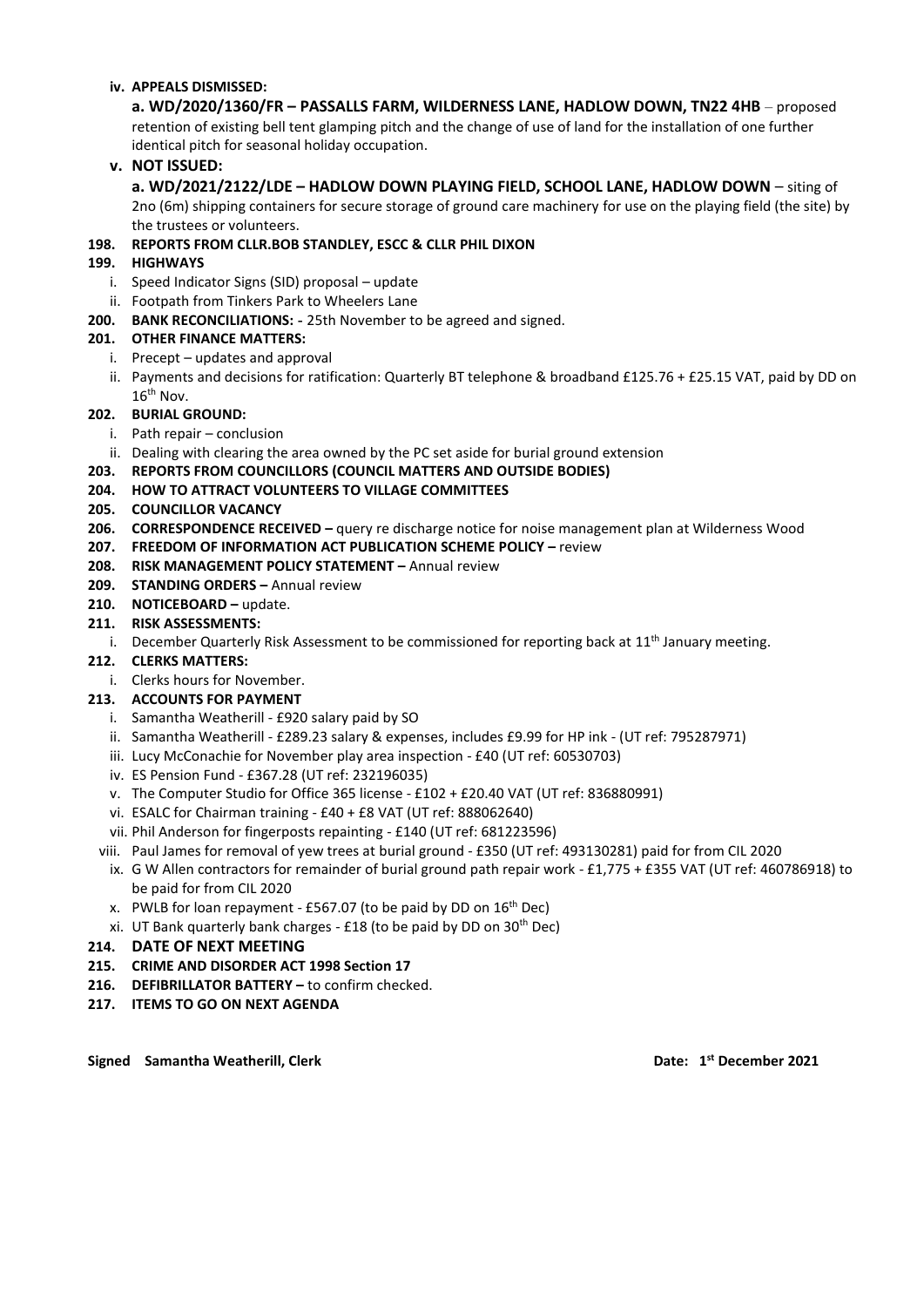**iv. APPEALS DISMISSED:**

**a. WD/2020/1360/FR – PASSALLS FARM, WILDERNESS LANE, HADLOW DOWN, TN22 4HB** – proposed retention of existing bell tent glamping pitch and the change of use of land for the installation of one further identical pitch for seasonal holiday occupation.

**v. NOT ISSUED:**

**a. WD/2021/2122/LDE – HADLOW DOWN PLAYING FIELD, SCHOOL LANE, HADLOW DOWN** – siting of 2no (6m) shipping containers for secure storage of ground care machinery for use on the playing field (the site) by the trustees or volunteers.

**198. REPORTS FROM CLLR.BOB STANDLEY, ESCC & CLLR PHIL DIXON**

**199. HIGHWAYS**

- i. Speed Indicator Signs (SID) proposal – update
- ii. Footpath from Tinkers Park to Wheelers Lane

**200. BANK RECONCILIATIONS:** - 25th November to be agreed and signed.

**201. OTHER FINANCE MATTERS:**

- i. Precept – updates and approval
- ii. Payments and decisions for ratification: Quarterly BT telephone & broadband £125.76 + £25.15 VAT, paid by DD on 16th Nov.

**202. BURIAL GROUND:**

- i. Path repair – conclusion
- ii. Dealing with clearing the area owned by the PC set aside for burial ground extension

**203. REPORTS FROM COUNCILLORS (COUNCIL MATTERS AND OUTSIDE BODIES)**

**204. HOW TO ATTRACT VOLUNTEERS TO VILLAGE COMMITTEES**

**205. COUNCILLOR VACANCY**

**206. CORRESPONDENCE RECEIVED –** query re discharge notice for noise management plan at Wilderness Wood

**207. FREEDOM OF INFORMATION ACT PUBLICATION SCHEME POLICY –** review

**208. RISK MANAGEMENT POLICY STATEMENT –** Annual review

**209. STANDING ORDERS –** Annual review

**210. NOTICEBOARD –** update.

**211. RISK ASSESSMENTS:**

- i. December Quarterly Risk Assessment to be commissioned for reporting back at 11th January meeting.

**212. CLERKS MATTERS:**

- i. Clerks hours for November.

**213. ACCOUNTS FOR PAYMENT**

- i. Samantha Weatherill - £920 salary paid by SO
- ii. Samantha Weatherill - £289.23 salary & expenses, includes £9.99 for HP ink - (UT ref: 795287971)
- iii. Lucy McConachie for November play area inspection - £40 (UT ref: 60530703)
- iv. ES Pension Fund - £367.28 (UT ref: 232196035)
- v. The Computer Studio for Office 365 license - £102 + £20.40 VAT (UT ref: 836880991)
- vi. ESALC for Chairman training - £40 + £8 VAT (UT ref: 888062640)
- vii. Phil Anderson for fingerposts repainting - £140 (UT ref: 681223596)
- viii. Paul James for removal of yew trees at burial ground - £350 (UT ref: 493130281) paid for from CIL 2020
- ix. G W Allen contractors for remainder of burial ground path repair work - £1,775 + £355 VAT (UT ref: 460786918) to be paid for from CIL 2020
- x. PWLB for loan repayment - £567.07 (to be paid by DD on 16th Dec)
- xi. UT Bank quarterly bank charges - £18 (to be paid by DD on 30th Dec)

**214. DATE OF NEXT MEETING**

**215. CRIME AND DISORDER ACT 1998 Section 17**

**216. DEFIBRILLATOR BATTERY –** to confirm checked.

**217. ITEMS TO GO ON NEXT AGENDA**

**Signed Samantha Weatherill, Clerk** **Date: 1st December 2021**